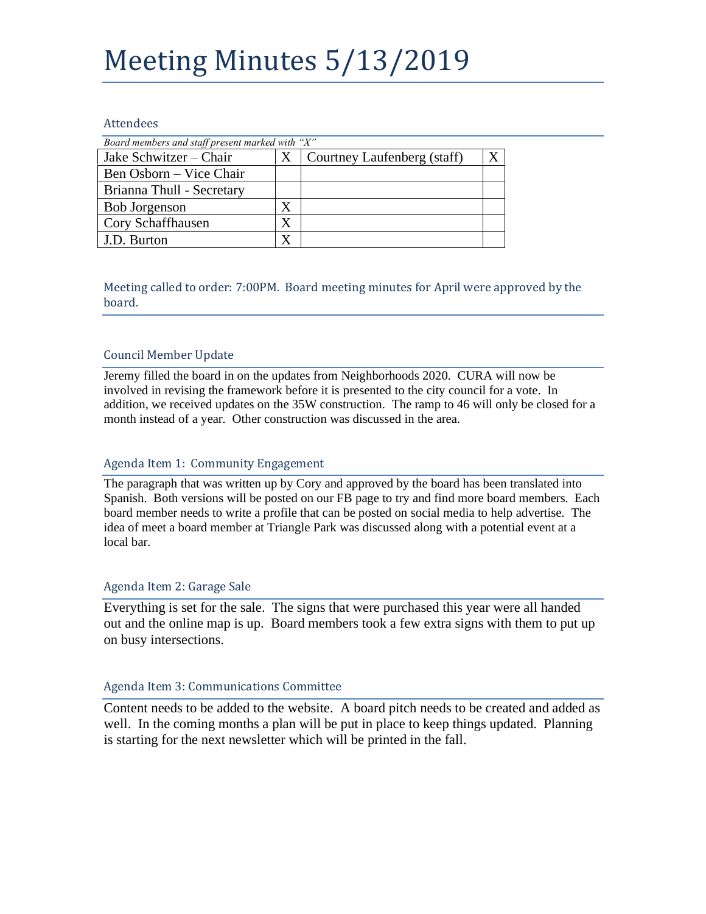# Meeting Minutes 5/13/2019

## Attendees

*Board members and staff present marked with "X"*

| | | | |
|---|---|---|---|
| Jake Schwitzer – Chair | X | Courtney Laufenberg (staff) | X |
| Ben Osborn – Vice Chair | | | |
| Brianna Thull - Secretary | | | |
| Bob Jorgenson | X | | |
| Cory Schaffhausen | X | | |
| J.D. Burton | X | | |

## Meeting called to order: 7:00PM. Board meeting minutes for April were approved by the board.

### Council Member Update

Jeremy filled the board in on the updates from Neighborhoods 2020. CURA will now be involved in revising the framework before it is presented to the city council for a vote. In addition, we received updates on the 35W construction. The ramp to 46 will only be closed for a month instead of a year. Other construction was discussed in the area.

### Agenda Item 1: Community Engagement

The paragraph that was written up by Cory and approved by the board has been translated into Spanish. Both versions will be posted on our FB page to try and find more board members. Each board member needs to write a profile that can be posted on social media to help advertise. The idea of meet a board member at Triangle Park was discussed along with a potential event at a local bar.

### Agenda Item 2: Garage Sale

Everything is set for the sale. The signs that were purchased this year were all handed out and the online map is up. Board members took a few extra signs with them to put up on busy intersections.

### Agenda Item 3: Communications Committee

Content needs to be added to the website. A board pitch needs to be created and added as well. In the coming months a plan will be put in place to keep things updated. Planning is starting for the next newsletter which will be printed in the fall.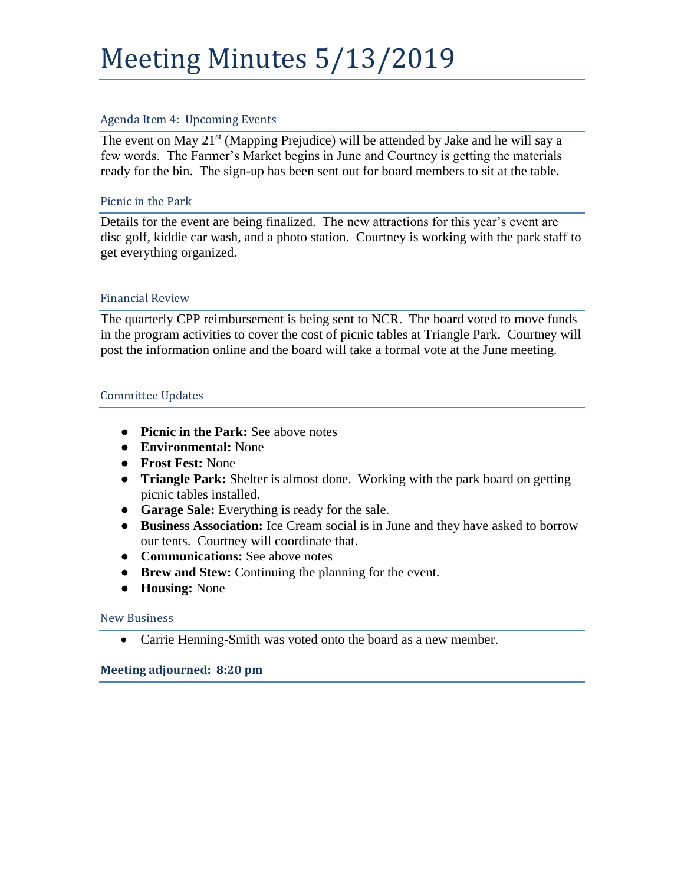# Meeting Minutes 5/13/2019

## Agenda Item 4: Upcoming Events

The event on May 21st (Mapping Prejudice) will be attended by Jake and he will say a few words. The Farmer's Market begins in June and Courtney is getting the materials ready for the bin. The sign-up has been sent out for board members to sit at the table.

## Picnic in the Park

Details for the event are being finalized. The new attractions for this year's event are disc golf, kiddie car wash, and a photo station. Courtney is working with the park staff to get everything organized.

## Financial Review

The quarterly CPP reimbursement is being sent to NCR. The board voted to move funds in the program activities to cover the cost of picnic tables at Triangle Park. Courtney will post the information online and the board will take a formal vote at the June meeting.

## Committee Updates

- **Picnic in the Park:** See above notes
- **Environmental:** None
- **Frost Fest:** None
- **Triangle Park:** Shelter is almost done. Working with the park board on getting picnic tables installed.
- **Garage Sale:** Everything is ready for the sale.
- **Business Association:** Ice Cream social is in June and they have asked to borrow our tents. Courtney will coordinate that.
- **Communications:** See above notes
- **Brew and Stew:** Continuing the planning for the event.
- **Housing:** None

## New Business

- Carrie Henning-Smith was voted onto the board as a new member.

**Meeting adjourned: 8:20 pm**